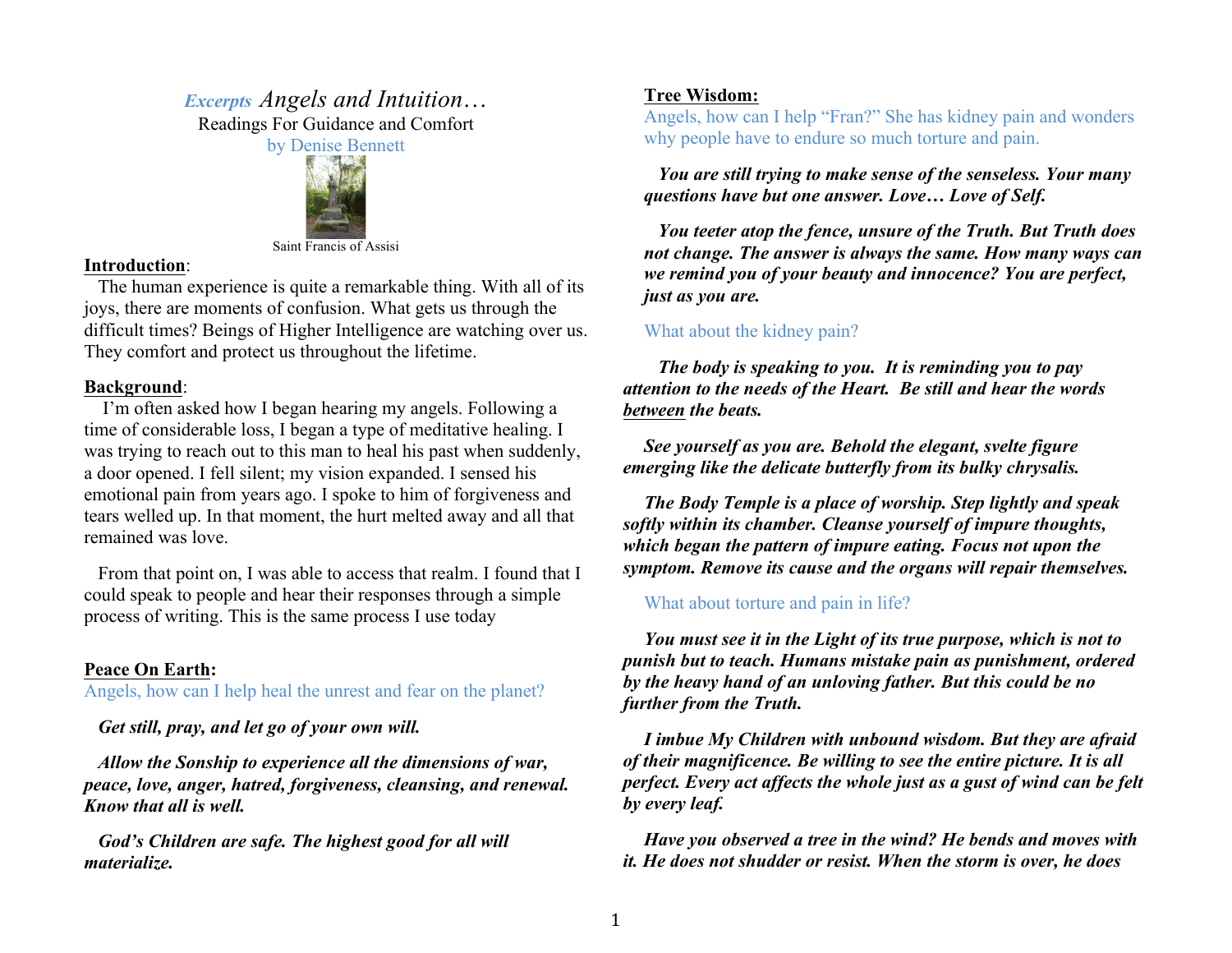# *Excerpts* *Angels and Intuition…*

Readings For Guidance and Comfort

by Denise Bennett

Saint Francis of Assisi

**Introduction**:

The human experience is quite a remarkable thing. With all of its joys, there are moments of confusion. What gets us through the difficult times? Beings of Higher Intelligence are watching over us. They comfort and protect us throughout the lifetime.

**Background**:

I'm often asked how I began hearing my angels. Following a time of considerable loss, I began a type of meditative healing. I was trying to reach out to this man to heal his past when suddenly, a door opened. I fell silent; my vision expanded. I sensed his emotional pain from years ago. I spoke to him of forgiveness and tears welled up. In that moment, the hurt melted away and all that remained was love.

From that point on, I was able to access that realm. I found that I could speak to people and hear their responses through a simple process of writing. This is the same process I use today

**Peace On Earth:**

Angels, how can I help heal the unrest and fear on the planet?

***Get still, pray, and let go of your own will.***

***Allow the Sonship to experience all the dimensions of war, peace, love, anger, hatred, forgiveness, cleansing, and renewal. Know that all is well.***

***God's Children are safe. The highest good for all will materialize.***

**Tree Wisdom:**

Angels, how can I help "Fran?" She has kidney pain and wonders why people have to endure so much torture and pain.

***You are still trying to make sense of the senseless. Your many questions have but one answer. Love… Love of Self.***

***You teeter atop the fence, unsure of the Truth. But Truth does not change. The answer is always the same. How many ways can we remind you of your beauty and innocence? You are perfect, just as you are.***

What about the kidney pain?

***The body is speaking to you. It is reminding you to pay attention to the needs of the Heart. Be still and hear the words <u>between</u> the beats.***

***See yourself as you are. Behold the elegant, svelte figure emerging like the delicate butterfly from its bulky chrysalis.***

***The Body Temple is a place of worship. Step lightly and speak softly within its chamber. Cleanse yourself of impure thoughts, which began the pattern of impure eating. Focus not upon the symptom. Remove its cause and the organs will repair themselves.***

What about torture and pain in life?

***You must see it in the Light of its true purpose, which is not to punish but to teach. Humans mistake pain as punishment, ordered by the heavy hand of an unloving father. But this could be no further from the Truth.***

***I imbue My Children with unbound wisdom. But they are afraid of their magnificence. Be willing to see the entire picture. It is all perfect. Every act affects the whole just as a gust of wind can be felt by every leaf.***

***Have you observed a tree in the wind? He bends and moves with it. He does not shudder or resist. When the storm is over, he does***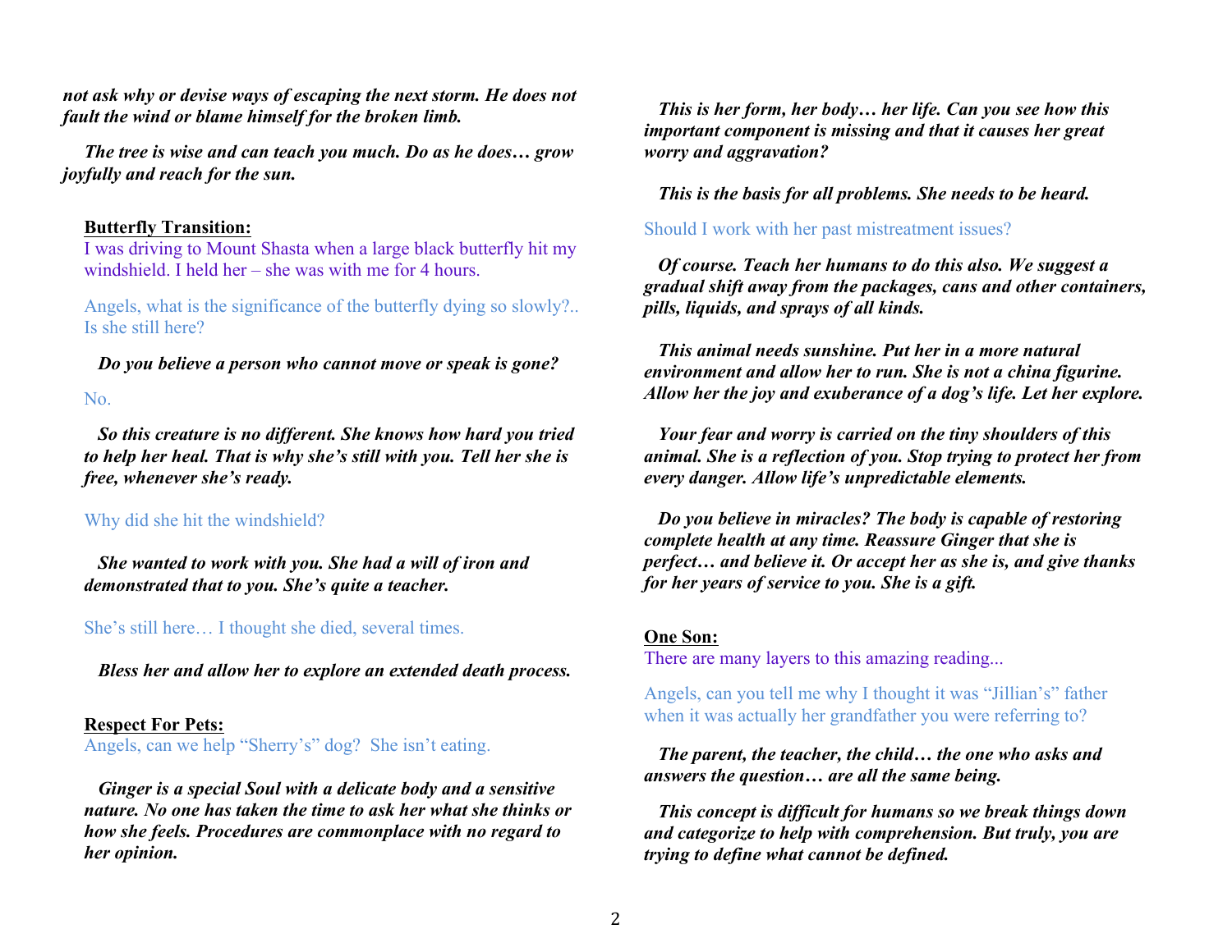***not ask why or devise ways of escaping the next storm. He does not fault the wind or blame himself for the broken limb.***

***The tree is wise and can teach you much. Do as he does… grow joyfully and reach for the sun.***

**Butterfly Transition:**

I was driving to Mount Shasta when a large black butterfly hit my windshield. I held her – she was with me for 4 hours.

Angels, what is the significance of the butterfly dying so slowly?.. Is she still here?

***Do you believe a person who cannot move or speak is gone?***

No.

***So this creature is no different. She knows how hard you tried to help her heal. That is why she's still with you. Tell her she is free, whenever she's ready.***

Why did she hit the windshield?

***She wanted to work with you. She had a will of iron and demonstrated that to you. She's quite a teacher.***

She's still here… I thought she died, several times.

***Bless her and allow her to explore an extended death process.***

**Respect For Pets:**

Angels, can we help "Sherry's" dog? She isn't eating.

***Ginger is a special Soul with a delicate body and a sensitive nature. No one has taken the time to ask her what she thinks or how she feels. Procedures are commonplace with no regard to her opinion.***

***This is her form, her body… her life. Can you see how this important component is missing and that it causes her great worry and aggravation?***

***This is the basis for all problems. She needs to be heard.***

Should I work with her past mistreatment issues?

***Of course. Teach her humans to do this also. We suggest a gradual shift away from the packages, cans and other containers, pills, liquids, and sprays of all kinds.***

***This animal needs sunshine. Put her in a more natural environment and allow her to run. She is not a china figurine. Allow her the joy and exuberance of a dog's life. Let her explore.***

***Your fear and worry is carried on the tiny shoulders of this animal. She is a reflection of you. Stop trying to protect her from every danger. Allow life's unpredictable elements.***

***Do you believe in miracles? The body is capable of restoring complete health at any time. Reassure Ginger that she is perfect… and believe it. Or accept her as she is, and give thanks for her years of service to you. She is a gift.***

**One Son:**

There are many layers to this amazing reading...

Angels, can you tell me why I thought it was "Jillian's" father when it was actually her grandfather you were referring to?

***The parent, the teacher, the child… the one who asks and answers the question… are all the same being.***

***This concept is difficult for humans so we break things down and categorize to help with comprehension. But truly, you are trying to define what cannot be defined.***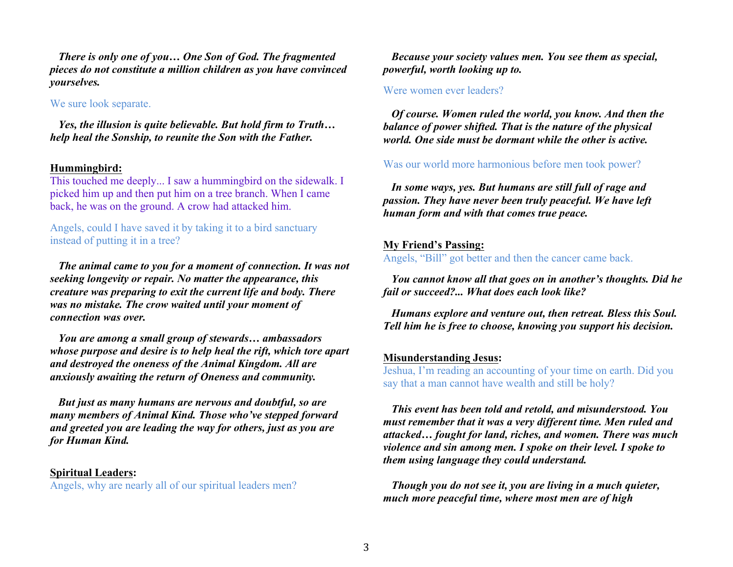*There is only one of you… One Son of God. The fragmented pieces do not constitute a million children as you have convinced yourselves.*

We sure look separate.

*Yes, the illusion is quite believable. But hold firm to Truth… help heal the Sonship, to reunite the Son with the Father.*

**Hummingbird:**

This touched me deeply... I saw a hummingbird on the sidewalk. I picked him up and then put him on a tree branch. When I came back, he was on the ground. A crow had attacked him.

Angels, could I have saved it by taking it to a bird sanctuary instead of putting it in a tree?

***The animal came to you for a moment of connection. It was not seeking longevity or repair. No matter the appearance, this creature was preparing to exit the current life and body. There was no mistake. The crow waited until your moment of connection was over.***

***You are among a small group of stewards… ambassadors whose purpose and desire is to help heal the rift, which tore apart and destroyed the oneness of the Animal Kingdom. All are anxiously awaiting the return of Oneness and community.***

***But just as many humans are nervous and doubtful, so are many members of Animal Kind. Those who've stepped forward and greeted you are leading the way for others, just as you are for Human Kind.***

**Spiritual Leaders:**

Angels, why are nearly all of our spiritual leaders men?

***Because your society values men. You see them as special, powerful, worth looking up to.***

Were women ever leaders?

***Of course. Women ruled the world, you know. And then the balance of power shifted. That is the nature of the physical world. One side must be dormant while the other is active.***

Was our world more harmonious before men took power?

***In some ways, yes. But humans are still full of rage and passion. They have never been truly peaceful. We have left human form and with that comes true peace.***

**My Friend's Passing:**

Angels, "Bill" got better and then the cancer came back.

***You cannot know all that goes on in another's thoughts. Did he fail or succeed?... What does each look like?***

***Humans explore and venture out, then retreat. Bless this Soul. Tell him he is free to choose, knowing you support his decision.***

**Misunderstanding Jesus:**

Jeshua, I'm reading an accounting of your time on earth. Did you say that a man cannot have wealth and still be holy?

***This event has been told and retold, and misunderstood. You must remember that it was a very different time. Men ruled and attacked… fought for land, riches, and women. There was much violence and sin among men. I spoke on their level. I spoke to them using language they could understand.***

***Though you do not see it, you are living in a much quieter, much more peaceful time, where most men are of high***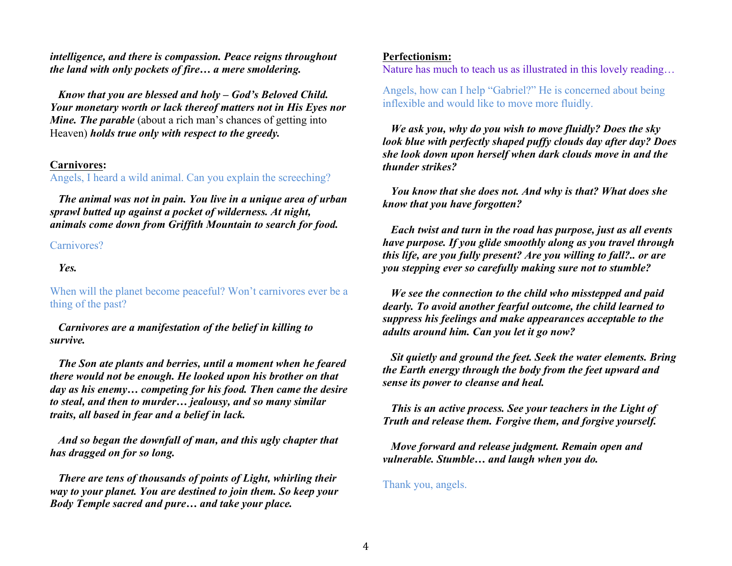***intelligence, and there is compassion. Peace reigns throughout the land with only pockets of fire… a mere smoldering.***

***Know that you are blessed and holy – God's Beloved Child. Your monetary worth or lack thereof matters not in His Eyes nor Mine. The parable*** (about a rich man's chances of getting into Heaven) ***holds true only with respect to the greedy.***

**Carnivores:**

Angels, I heard a wild animal. Can you explain the screeching?

***The animal was not in pain. You live in a unique area of urban sprawl butted up against a pocket of wilderness. At night, animals come down from Griffith Mountain to search for food.***

Carnivores?

***Yes.***

When will the planet become peaceful? Won't carnivores ever be a thing of the past?

***Carnivores are a manifestation of the belief in killing to survive.***

***The Son ate plants and berries, until a moment when he feared there would not be enough. He looked upon his brother on that day as his enemy… competing for his food. Then came the desire to steal, and then to murder… jealousy, and so many similar traits, all based in fear and a belief in lack.***

***And so began the downfall of man, and this ugly chapter that has dragged on for so long.***

***There are tens of thousands of points of Light, whirling their way to your planet. You are destined to join them. So keep your Body Temple sacred and pure… and take your place.***

**Perfectionism:**

Nature has much to teach us as illustrated in this lovely reading…

Angels, how can I help "Gabriel?" He is concerned about being inflexible and would like to move more fluidly.

***We ask you, why do you wish to move fluidly? Does the sky look blue with perfectly shaped puffy clouds day after day? Does she look down upon herself when dark clouds move in and the thunder strikes?***

***You know that she does not. And why is that? What does she know that you have forgotten?***

***Each twist and turn in the road has purpose, just as all events have purpose. If you glide smoothly along as you travel through this life, are you fully present? Are you willing to fall?.. or are you stepping ever so carefully making sure not to stumble?***

***We see the connection to the child who misstepped and paid dearly. To avoid another fearful outcome, the child learned to suppress his feelings and make appearances acceptable to the adults around him. Can you let it go now?***

***Sit quietly and ground the feet. Seek the water elements. Bring the Earth energy through the body from the feet upward and sense its power to cleanse and heal.***

***This is an active process. See your teachers in the Light of Truth and release them. Forgive them, and forgive yourself.***

***Move forward and release judgment. Remain open and vulnerable. Stumble… and laugh when you do.***

Thank you, angels.